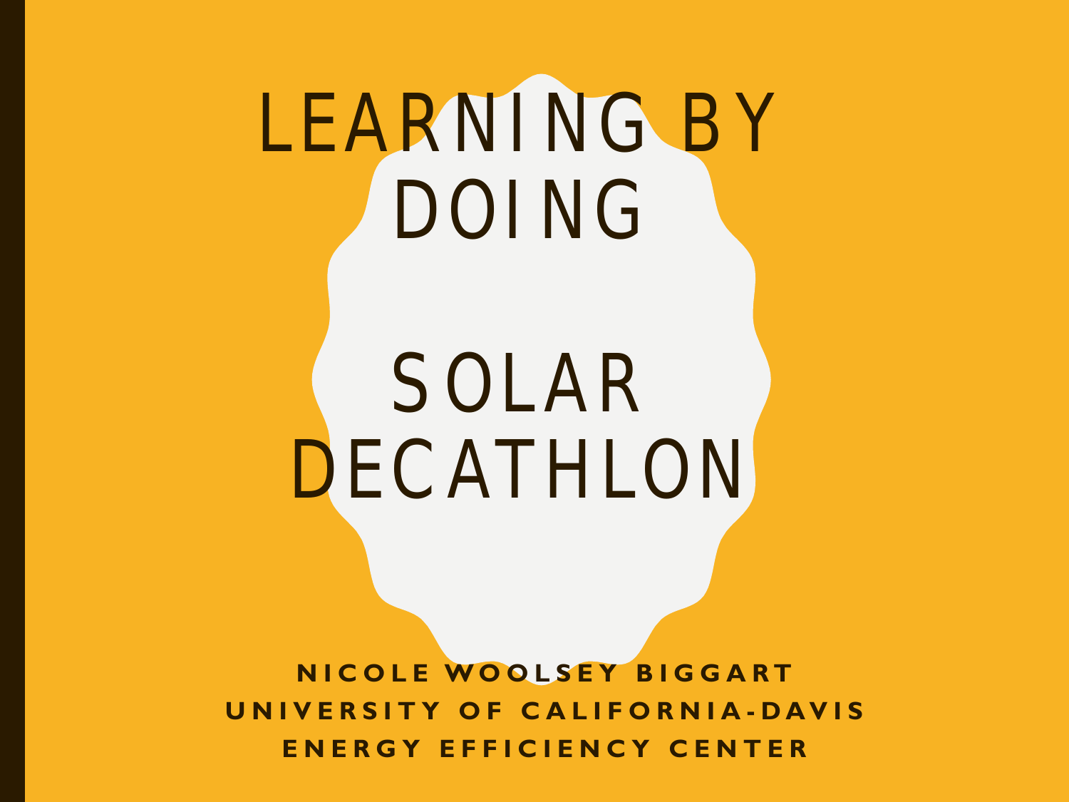# LEARNING BY DOING

# SOLAR DECATHLON

**NICOLE WOOLSEY BIGGART**
**UNIVERSITY OF CALIFORNIA-DAVIS**
**ENERGY EFFICIENCY CENTER**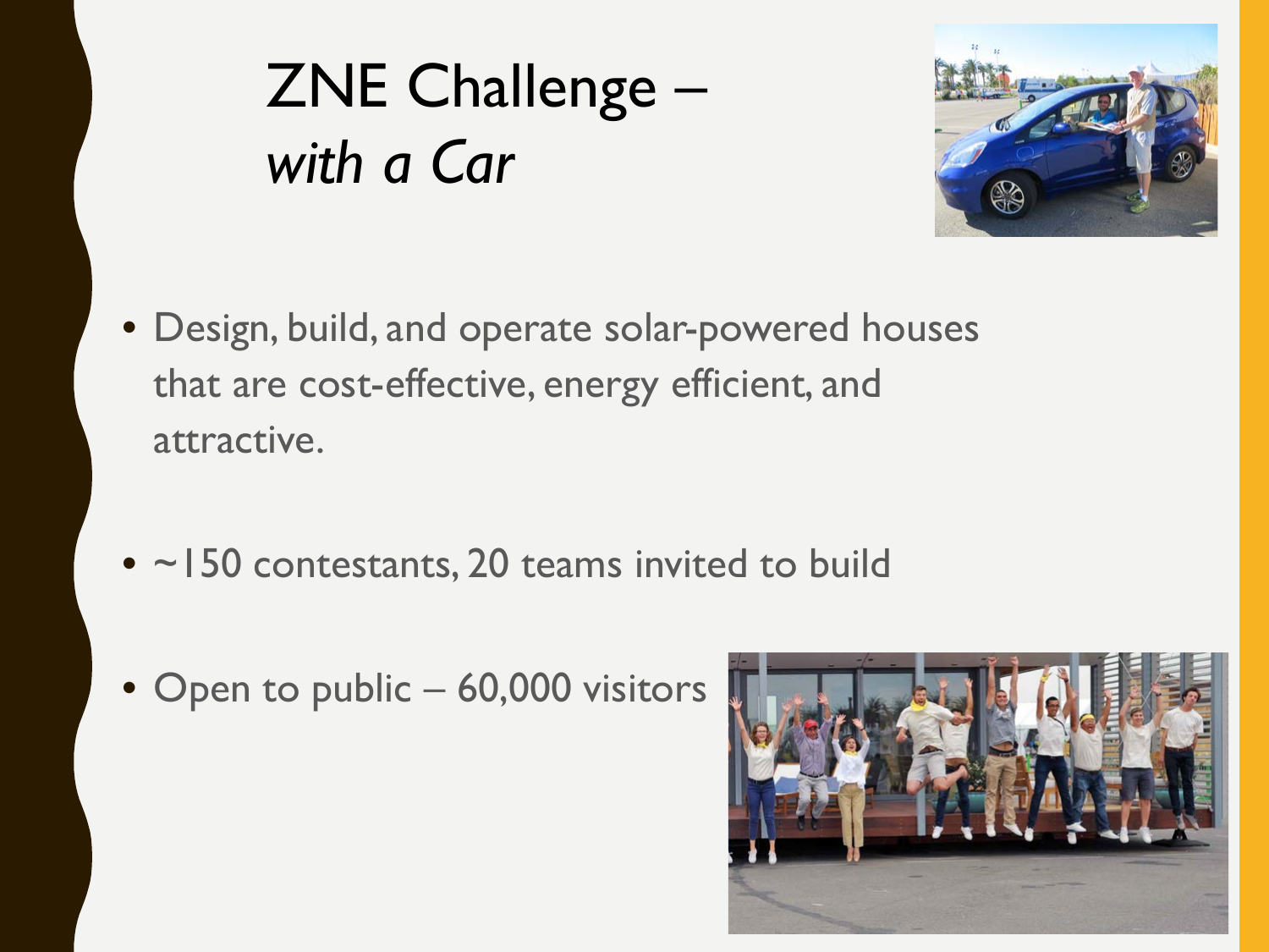# ZNE Challenge – *with a Car*

- Design, build, and operate solar-powered houses that are cost-effective, energy efficient, and attractive.
- ~150 contestants, 20 teams invited to build
- Open to public – 60,000 visitors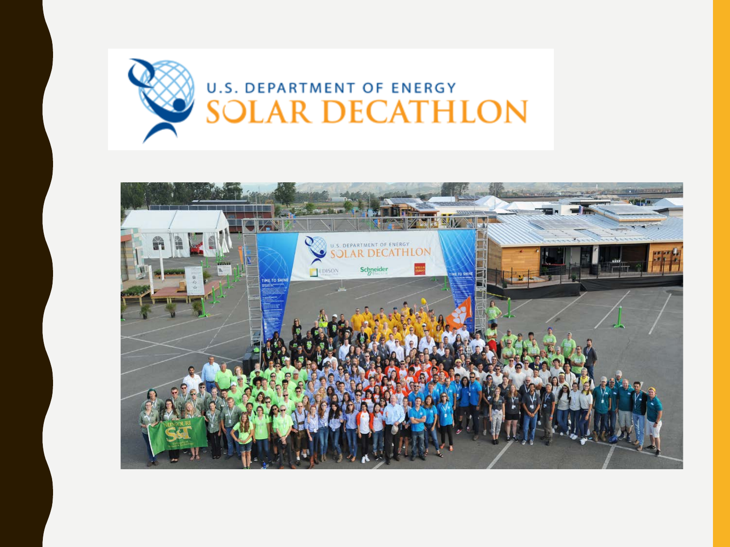# U.S. DEPARTMENT OF ENERGY SOLAR DECATHLON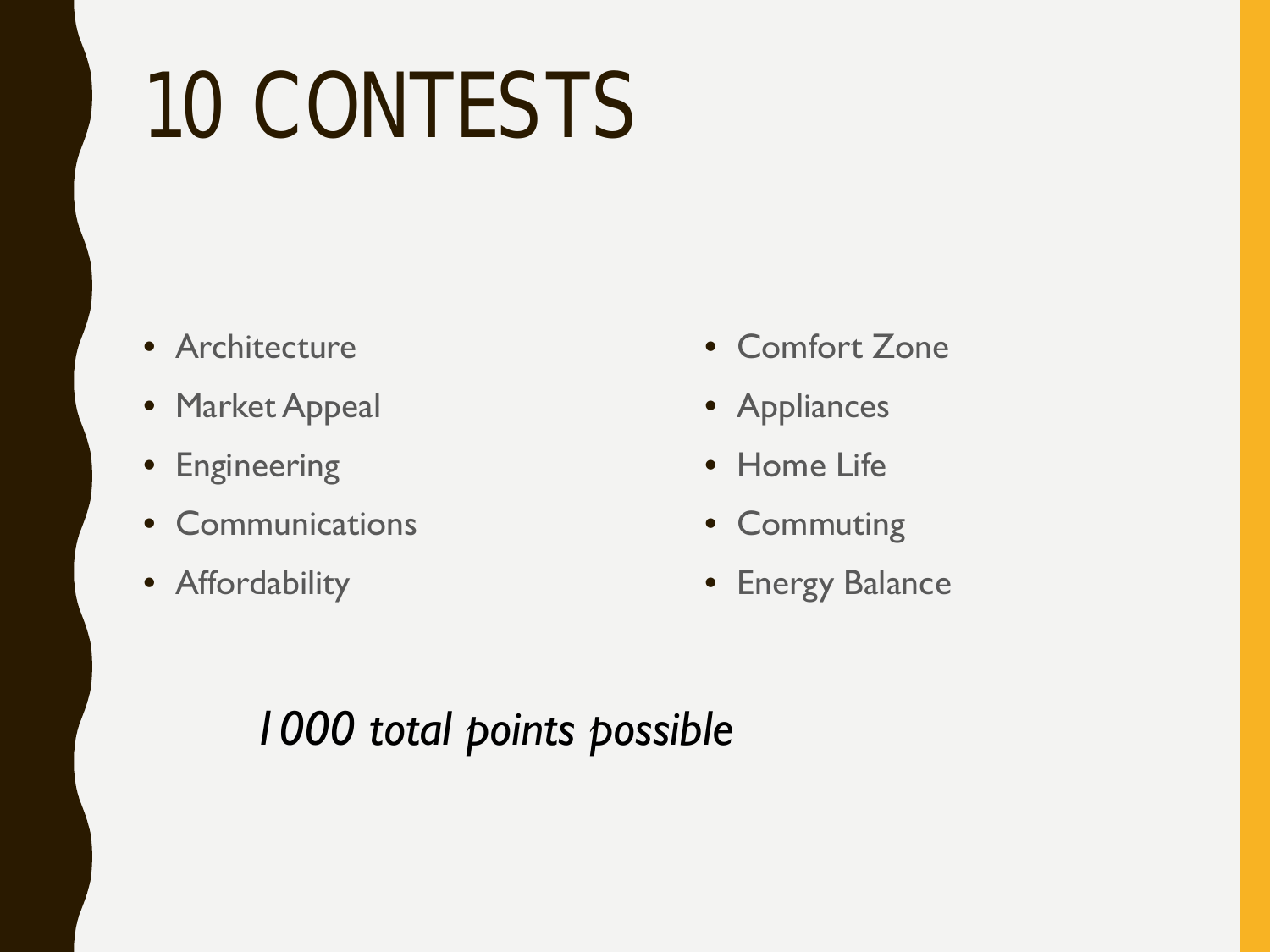# 10 CONTESTS

- Architecture
- Market Appeal
- Engineering
- Communications
- Affordability
- Comfort Zone
- Appliances
- Home Life
- Commuting
- Energy Balance

*1000 total points possible*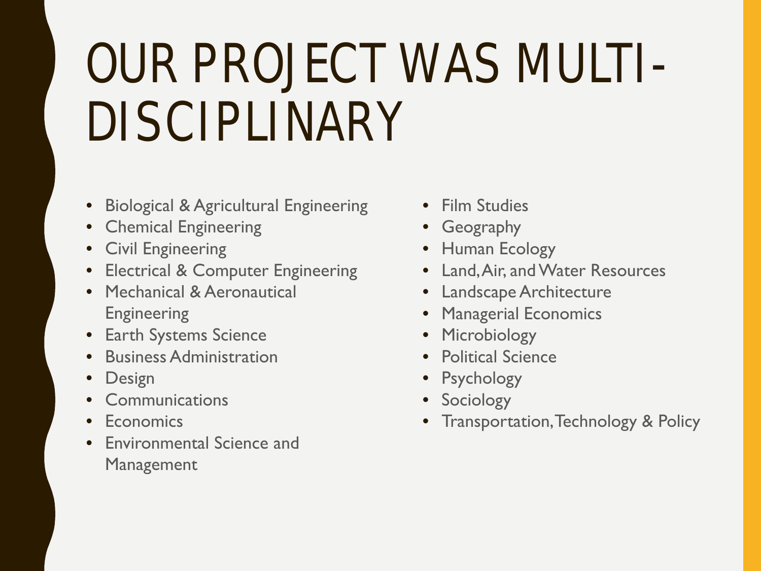# OUR PROJECT WAS MULTI-DISCIPLINARY

- Biological & Agricultural Engineering
- Chemical Engineering
- Civil Engineering
- Electrical & Computer Engineering
- Mechanical & Aeronautical Engineering
- Earth Systems Science
- Business Administration
- Design
- Communications
- Economics
- Environmental Science and Management
- Film Studies
- Geography
- Human Ecology
- Land, Air, and Water Resources
- Landscape Architecture
- Managerial Economics
- Microbiology
- Political Science
- Psychology
- Sociology
- Transportation, Technology & Policy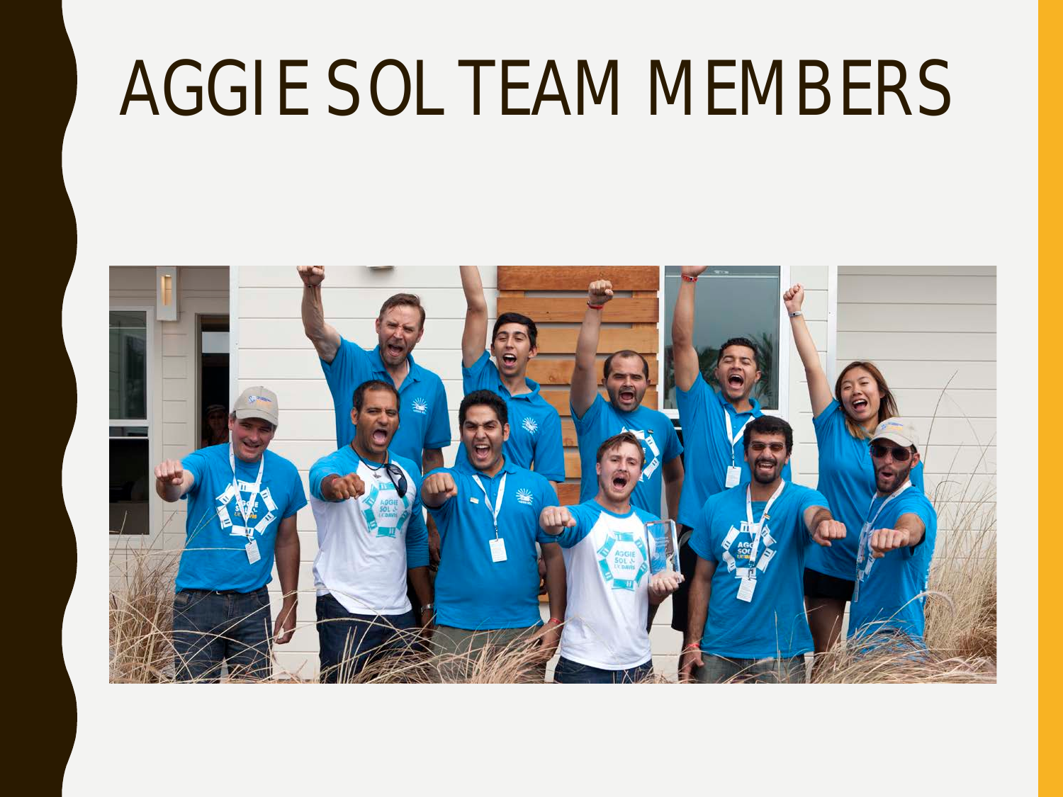# AGGIE SOL TEAM MEMBERS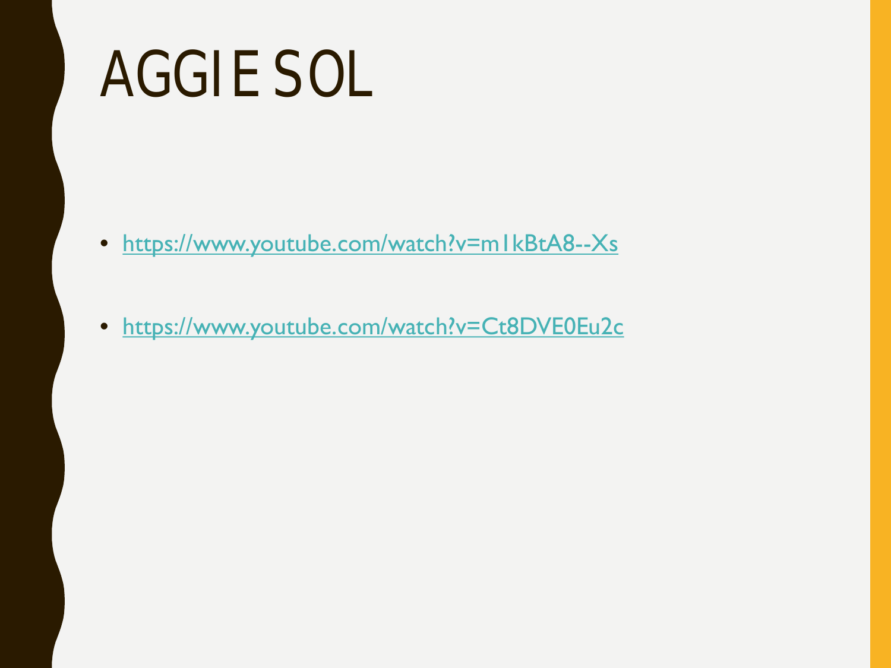# AGGIE SOL

- https://www.youtube.com/watch?v=m1kBtA8--Xs
- https://www.youtube.com/watch?v=Ct8DVE0Eu2c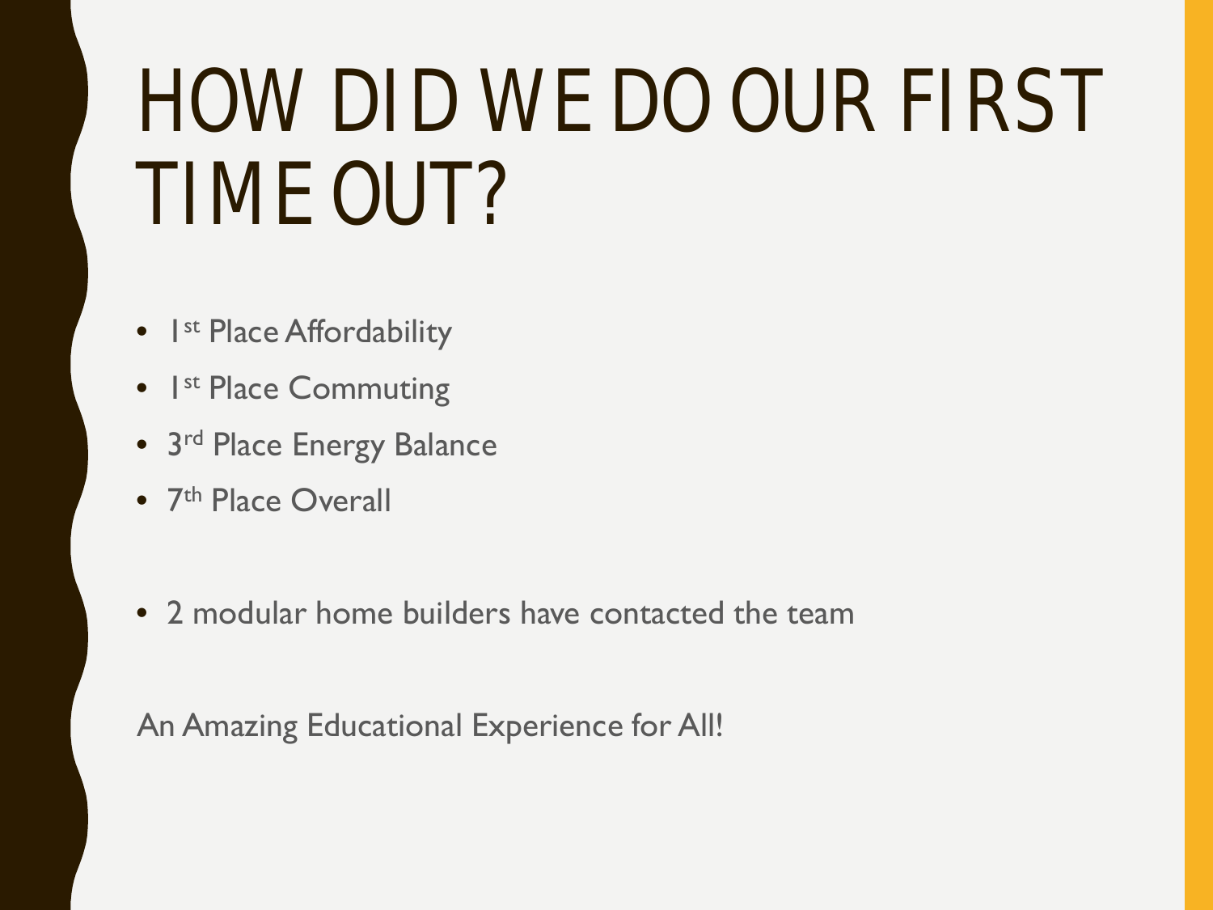# HOW DID WE DO OUR FIRST TIME OUT?

- 1st Place Affordability
- 1st Place Commuting
- 3rd Place Energy Balance
- 7th Place Overall

- 2 modular home builders have contacted the team

An Amazing Educational Experience for All!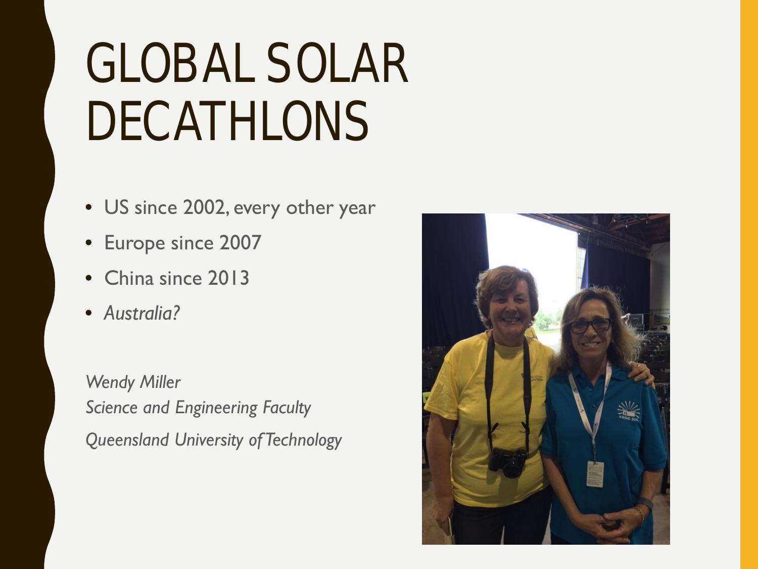# GLOBAL SOLAR DECATHLONS

- US since 2002, every other year
- Europe since 2007
- China since 2013
- *Australia?*

*Wendy Miller*
*Science and Engineering Faculty*
*Queensland University of Technology*